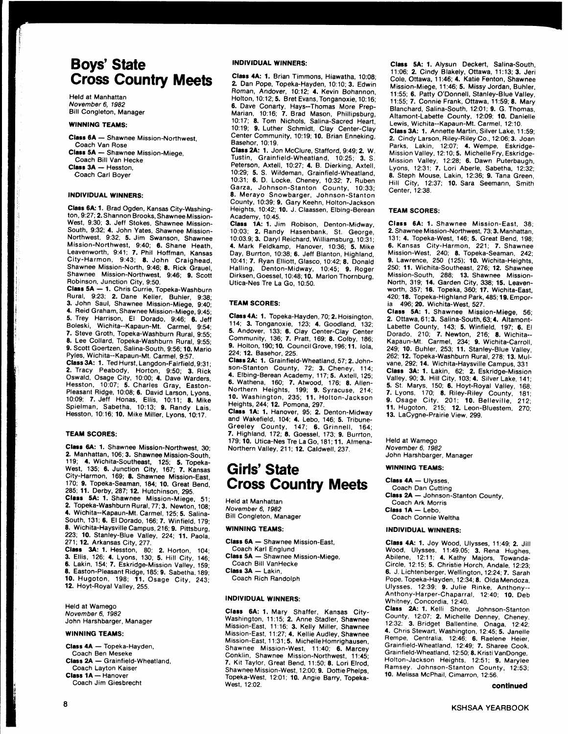# Boys' State Cross Country Meets

Held at Manhattan
*November 6, 1982*
Bill Congleton, Manager

### WINNING TEAMS:

**Class 6A** — Shawnee Mission-Northwest, Coach Van Rose
**Class 5A** — Shawnee Mission-Miege, Coach Bill Van Hecke
**Class 3A** — Hesston, Coach Carl Boyer

### INDIVIDUAL WINNERS:

**Class 6A: 1.** Brad Ogden, Kansas City-Washington, 9:27; **2.** Shannon Brooks, Shawnee Mission-West, 9:30; **3.** Jeff Stokes, Shawnee Mission-South, 9:32; **4.** John Yates, Shawnee Mission-Northwest, 9:32; **5.** Jim Swanson, Shawnee Mission-Northwest, 9:40; **6.** Shane Heath, Leavenworth, 9:41; **7.** Phil Hoffman, Kansas City-Harmon, 9:43; **8.** John Craighead, Shawnee Mission-North, 9:46; **8.** Rick Grauel, Shawnee Mission-Northwest, 9:46; **9.** Scott Robinson, Junction City, 9:50.

**Class 5A — 1.** Chris Currie, Topeka-Washburn Rural, 9:23; **2.** Dane Keller, Buhler, 9:38; **3.** John Saul, Shawnee Mission-Miege, 9:40; **4.** Reid Graham, Shawnee Mission-Miege, 9:45; **5.** Trey Harrison, El Dorado, 9:46; **6.** Jeff Boleski, Wichita--Kapaun-Mt. Carmel, 9:54; **7.** Steve Groth, Topeka-Washburn Rural, 9:55; **8.** Lee Collard, Topeka-Washburn Rural, 9:55; **9.** Scott Goertzen, Salina-South, 9:56; **10.** Mario Pyles, Wichita--Kapaun-Mt. Carmel, 9:57.

**Class 3A: 1.** Ted Hurst, Langdon-Fairfield, 9:31; **2.** Tracy Peabody, Horton, 9:50; **3.** Rick Oswald, Osage City, 10:00; **4.** Dave Warders, Hesston, 10:07; **5.** Charles Gray, Easton-Pleasant Ridge, 10:08; **6.** David Larson, Lyons, 10:09; **7.** Jeff Honas, Ellis, 10:11; **8.** Mike Spielman, Sabetha, 10:13; **9.** Randy Lais, Hesston, 10:16; **10.** Mike Miller, Lyons, 10:17.

### TEAM SCORES:

**Class 6A: 1.** Shawnee Mission-Northwest, 30; **2.** Manhattan, 106; **3.** Shawnee Mission-South, 119; **4.** Wichita-Southeast, 125; **5.** Topeka-West, 135; **6.** Junction City, 167; **7.** Kansas City-Harmon, 169; **8.** Shawnee Mission-East, 170; **9.** Topeka-Seaman, 184; **10.** Great Bend, 285; **11.** Derby, 287; **12.** Hutchinson, 295.

**Class 5A: 1.** Shawnee Mission-Miege, 51; **2.** Topeka-Washburn Rural, 77; **3.** Newton, 108; **4.** Wichita--Kapaun-Mt. Carmel, 125; **5.** Salina-South, 131; **6.** El Dorado, 166; **7.** Winfield, 179; **8.** Wichita-Haysville Campus, 216; **9.** Pittsburg, 223; **10.** Stanley-Blue Valley, 224; **11.** Paola, 271; **12.** Arkansas City, 277.

**Class 3A: 1.** Hesston, 80; **2.** Horton, 104; **3.** Ellis, 126; **4.** Lyons, 130; **5.** Hill City, 146; **6.** Lakin, 154; **7.** Eskridge-Mission Valley, 159; **8.** Easton-Pleasant Ridge, 185; **9.** Sabetha, 189; **10.** Hugoton, 198; **11.** Osage City, 243; **12.** Hoyt-Royal Valley, 255.

Held at Wamego
*November 6, 1982*
John Harshbarger, Manager

### WINNING TEAMS:

**Class 4A** — Topeka-Hayden, Coach Ben Meseke
**Class 2A** — Grainfield-Wheatland, Coach Layton Kaiser
**Class 1A** — Hanover, Coach Jim Giesbrecht

### INDIVIDUAL WINNERS:

**Class 4A: 1.** Brian Timmons, Hiawatha, 10:08; **2.** Dan Pope, Topeka-Hayden, 10:10; **3.** Edwin Roman, Andover, 10:12; **4.** Kevin Bohannon, Holton, 10:12; **5.** Bret Evans, Tonganoxie, 10:16; **6.** Dave Conarty, Hays--Thomas More Prep-Marian, 10:16; **7.** Brad Mason, Phillipsburg, 10:17; **8.** Tom Nichols, Salina-Sacred Heart, 10:19; **9.** Luther Schmidt, Clay Center-Clay Center Community, 10:19; **10.** Brian Enneking, Basehor, 10:19.

**Class 2A: 1.** Jon McClure, Stafford, 9:49; **2.** W. Tustin, Grainfield-Wheatland, 10:25; **3.** S. Peterson, Axtell, 10:27; **4.** B. Dierking, Axtell, 10:29; **5.** S. Wildeman, Grainfield-Wheatland, 10:31; **6.** D. Locke, Cheney, 10:32; **7.** Ruben Garza, Johnson-Stanton County, 10:33; **8.** Merayo Snowbarger, Johnson-Stanton County, 10:39; **9.** Gary Keehn, Holton-Jackson Heights, 10:42; **10.** J. Claassen, Elbing-Berean Academy, 10:45.

**Class 1A: 1.** Jim Robison, Denton-Midway, 10:03; **2.** Randy Hasenbank, St. George, 10:03.9; **3.** Daryl Reichard, Williamsburg, 10:31; **4.** Mark Feldkamp, Hanover, 10:36; **5.** Mike Day, Burrton, 10:38; **6.** Jeff Blanton, Highland, 10:41; **7.** Ryan Elliott, Glasco, 10:42; **8.** Donald Halling, Denton-Midway, 10:45; **9.** Roger Dirksen, Goessel, 10:48; **10.** Marlon Thornburg, Utica-Nes Tre La Go, 10:50.

### TEAM SCORES:

**Class 4A: 1.** Topeka-Hayden, 70; **2.** Hoisington, 114; **3.** Tonganoxie, 123; **4.** Goodland, 132; **5.** Andover, 133; **6.** Clay Center-Clay Center Community, 136; **7.** Pratt, 169; **8.** Colby, 186; **9.** Holton, 190; **10.** Council Grove, 196; **11.** Iola, 224; **12.** Basehor, 225.

**Class 2A: 1.** Grainfield-Wheatland, 57; **2.** Johnson-Stanton County, 72; **3.** Cheney, 114; **4.** Elbing-Berean Academy, 117; **5.** Axtell, 125; **6.** Wathena, 160; **7.** Atwood, 176; **8.** Allen-Northern Heights, 199; **9.** Syracuse, 214; **10.** Washington, 235; **11.** Holton-Jackson Heights, 244; **12.** Pomona, 297.

**Class 1A: 1.** Hanover, 95; **2.** Denton-Midway and Wakefield, 104; **4.** Lebo, 146; **5.** Tribune-Greeley County, 147; **6.** Grinnell, 164; **7.** Highland, 172; **8.** Goessel, 173; **9.** Burrton, 179; **10.** Utica-Nes Tre La Go, 181; **11.** Almena-Northern Valley, 211; **12.** Caldwell, 237.

# Girls' State Cross Country Meets

Held at Manhattan
*November 6, 1982*
Bill Congleton, Manager

### WINNING TEAMS:

**Class 6A** — Shawnee Mission-East, Coach Karl Englund
**Class 5A** — Shawnee Mission-Miege, Coach Bill VanHecke
**Class 3A** — Lakin, Coach Rich Randolph

### INDIVIDUAL WINNERS:

**Class 6A: 1.** Mary Shaffer, Kansas City-Washington, 11:15; **2.** Anne Stadler, Shawnee Mission-East, 11:16; **3.** Kelly Miller, Shawnee Mission-East, 11:27; **4.** Kellie Audley, Shawnee Mission-East, 11:31; **5.** Michelle Homrighausen, Shawnee Mission-West, 11:40; **6.** Marcey Conklin, Shawnee Mission-Northwest, 11:45; **7.** Kit Taylor, Great Bend, 11:50; **8.** Lori Elrod, Shawnee Mission-West, 12:00; **9.** Dottie Phelps, Topeka-West, 12:01; **10.** Angie Barry, Topeka-West, 12:02.

**Class 5A: 1.** Alysun Deckert, Salina-South, 11:06; **2.** Cindy Blakely, Ottawa, 11:13; **3.** Jeri Cole, Ottawa, 11:46; **4.** Katie Fenton, Shawnee Mission-Miege, 11:46; **5.** Missy Jordan, Buhler, 11:55; **6.** Patty O'Donnell, Stanley-Blue Valley, 11:55; **7.** Connie Frank, Ottawa, 11:59; **8.** Mary Blanchard, Salina-South, 12:01; **9.** G. Thomas, Altamont-Labette County, 12:09; **10.** Danielle Lewis, Wichita--Kapaun-Mt. Carmel, 12:10.

**Class 3A: 1.** Annette Martin, Silver Lake, 11:59; **2.** Cindy Larson, Riley-Riley Co., 12:06; **3.** Joan Parks, Lakin, 12:07; **4.** Wempe, Eskridge-Mission Valley, 12:10; **5.** Michelle Fry, Eskridge-Mission Valley, 12:28; **6.** Dawn Puterbaugh, Lyons, 12:31; **7.** Lori Aberle, Sabetha, 12:32; **8.** Steph Mouse, Lakin, 12:36; **9.** Tana Green, Hill City, 12:37; **10.** Sara Seemann, Smith Center, 12:38.

### TEAM SCORES:

**Class 6A: 1.** Shawnee Mission-East, 38; **2.** Shawnee Mission-Northwest, 73; **3.** Manhattan, 131; **4.** Topeka-West, 146; **5.** Great Bend, 198; **6.** Kansas City-Harmon, 221; **7.** Shawnee Mission-West, 240; **8.** Topeka-Seaman, 242; **9.** Lawrence, 250 (125); **10.** Wichita-Heights, 250; **11.** Wichita-Southeast, 276; **12.** Shawnee Mission-South, 288; **13.** Shawnee Mission-North, 319; **14.** Garden City, 338; **15.** Leavenworth, 357; **16.** Topeka, 360; **17.** Wichita-East, 420; **18.** Topeka-Highland Park, 485; **19.** Emporia 496; **20.** Wichita-West, 527.

**Class 5A: 1.** Shawnee Mission-Miege, 56; **2.** Ottawa, 61; **3.** Salina-South, 63; **4.** Altamont-Labette County, 143; **5.** Winfield, 197; **6.** El Dorado, 210; **7.** Newton, 216; **8.** Wichita--Kapaun-Mt. Carmel, 234; **9.** Wichita-Carroll, 249; **10.** Buhler, 253; **11.** Stanley-Blue Valley, 262; **12.** Topeka-Washburn Rural, 278; **13.** Mulvane, 292; **14.** Wichita-Haysville Campus, 331

**Class 3A: 1.** Lakin, 62; **2.** Eskridge-Mission Valley, 90; **3.** Hill City, 103; **4.** Silver Lake, 141; **5.** St. Marys, 150; **6.** Hoyt-Royal Valley, 168; **7.** Lyons, 170; **8.** Riley-Riley County, 181; **9.** Osage City, 201; **10.** Belleville, 212; **11.** Hugoton, 215; **12.** Leon-Bluestem, 270; **13.** LaCygne-Prairie View, 299.

Held at Wamego
*November 6, 1982*
John Harshbarger, Manager

### WINNING TEAMS:

**Class 4A** — Ulysses, Coach Dan Cutting
**Class 2A** — Johnson-Stanton County, Coach Ark Morris
**Class 1A** — Lebo, Coach Connie Weltha

### INDIVIDUAL WINNERS:

**Class 4A: 1.** Joy Wood, Ulysses, 11:49; **2.** Jill Wood, Ulysses, 11:49.05; **3.** Rena Hughes, Abilene, 12:11; **4.** Kathy Majors, Towanda-Circle, 12:15; **5.** Christie Horch, Andale, 12:23; **6.** J. Lichtenberger, Wellington, 12:24; **7.** Sarah Pope, Topeka-Hayden, 12:34; **8.** Olda Mendoza, Ulysses, 12:39; **9.** Julie Rinke, Anthony--Anthony-Harper-Chaparral, 12:40; **10.** Deb Whitney, Concordia, 12:40.

**Class 2A: 1.** Kelli Shore, Johnson-Stanton County, 12:07; **2.** Michelle Denney, Cheney, 12:32; **3.** Bridget Ballentine, Onaga, 12:42; **4.** Chris Stewart, Washington, 12:45; **5.** Janelle Rempe, Centralia, 12:46; **6.** Raelene Heier, Grainfield-Wheatland, 12:49; **7.** Sharee Cook, Grainfield-Wheatland, 12:50; **8.** Kristi VanDonge, Holton-Jackson Heights, 12:51; **9.** Marylee Ramsey, Johnson-Stanton County, 12:53; **10.** Melissa McPhail, Cimarron, 12:56.

**continued**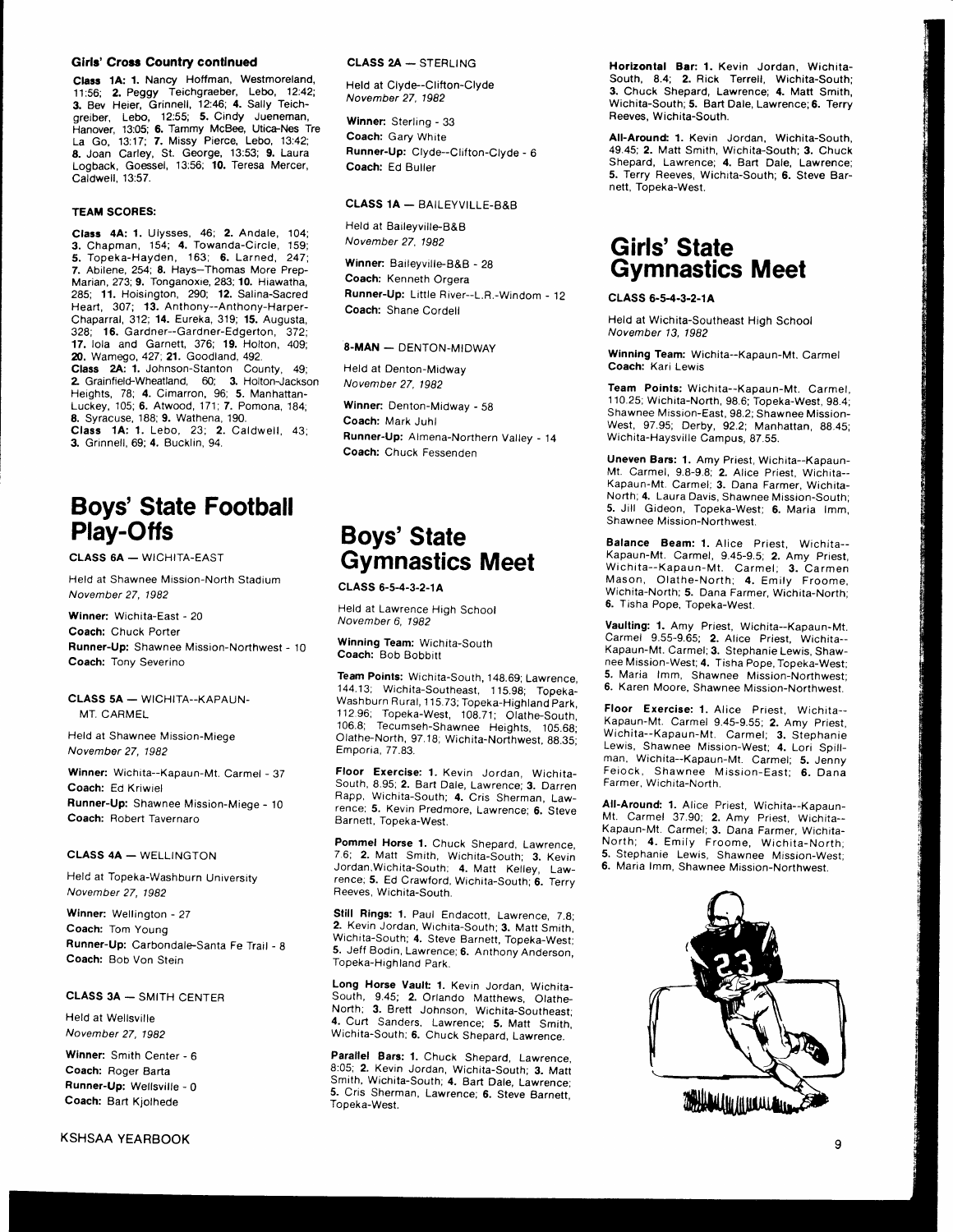### Girls' Cross Country continued

**Class 1A: 1.** Nancy Hoffman, Westmoreland, 11:56; **2.** Peggy Teichgraeber, Lebo, 12:42; **3.** Bev Heier, Grinnell, 12:46; **4.** Sally Teichgreiber, Lebo, 12:55; **5.** Cindy Jueneman, Hanover, 13:05; **6.** Tammy McBee, Utica-Nes Tre La Go, 13:17; **7.** Missy Pierce, Lebo, 13:42; **8.** Joan Carley, St. George, 13:53; **9.** Laura Logback, Goessel, 13:56; **10.** Teresa Mercer, Caldwell, 13:57.

**TEAM SCORES:**

**Class 4A: 1.** Ulysses, 46; **2.** Andale, 104; **3.** Chapman, 154; **4.** Towanda-Circle, 159; **5.** Topeka-Hayden, 163; **6.** Larned, 247; **7.** Abilene, 254; **8.** Hays--Thomas More Prep-Marian, 273; **9.** Tonganoxie, 283; **10.** Hiawatha, 285; **11.** Hoisington, 290; **12.** Salina-Sacred Heart, 307; **13.** Anthony--Anthony-Harper-Chaparral, 312; **14.** Eureka, 319; **15.** Augusta, 328; **16.** Gardner--Gardner-Edgerton, 372; **17.** Iola and Garnett, 376; **19.** Holton, 409; **20.** Wamego, 427; **21.** Goodland, 492.
**Class 2A: 1.** Johnson-Stanton County, 49; **2.** Grainfield-Wheatland, 60; **3.** Holton-Jackson Heights, 78; **4.** Cimarron, 96; **5.** Manhattan-Luckey, 105; **6.** Atwood, 171; **7.** Pomona, 184; **8.** Syracuse, 188; **9.** Wathena, 190.
**Class 1A: 1.** Lebo, 23; **2.** Caldwell, 43; **3.** Grinnell, 69; **4.** Bucklin, 94.

## Boys' State Football Play-Offs

**CLASS 6A** — WICHITA-EAST

Held at Shawnee Mission-North Stadium
*November 27, 1982*

**Winner:** Wichita-East - 20
**Coach:** Chuck Porter
**Runner-Up:** Shawnee Mission-Northwest - 10
**Coach:** Tony Severino

**CLASS 5A** — WICHITA--KAPAUN-MT. CARMEL

Held at Shawnee Mission-Miege
*November 27, 1982*

**Winner:** Wichita--Kapaun-Mt. Carmel - 37
**Coach:** Ed Kriwiel
**Runner-Up:** Shawnee Mission-Miege - 10
**Coach:** Robert Tavernaro

**CLASS 4A** — WELLINGTON

Held at Topeka-Washburn University
*November 27, 1982*

**Winner:** Wellington - 27
**Coach:** Tom Young
**Runner-Up:** Carbondale-Santa Fe Trail - 8
**Coach:** Bob Von Stein

**CLASS 3A** — SMITH CENTER

Held at Wellsville
*November 27, 1982*

**Winner:** Smith Center - 6
**Coach:** Roger Barta
**Runner-Up:** Wellsville - 0
**Coach:** Bart Kjolhede

**CLASS 2A** — STERLING

Held at Clyde--Clifton-Clyde
*November 27, 1982*

**Winner:** Sterling - 33
**Coach:** Gary White
**Runner-Up:** Clyde--Clifton-Clyde - 6
**Coach:** Ed Buller

**CLASS 1A** — BAILEYVILLE-B&B

Held at Baileyville-B&B
*November 27, 1982*

**Winner:** Baileyville-B&B - 28
**Coach:** Kenneth Orgera
**Runner-Up:** Little River--L.R.-Windom - 12
**Coach:** Shane Cordell

**8-MAN** — DENTON-MIDWAY

Held at Denton-Midway
*November 27, 1982*

**Winner:** Denton-Midway - 58
**Coach:** Mark Juhl
**Runner-Up:** Almena-Northern Valley - 14
**Coach:** Chuck Fessenden

## Boys' State Gymnastics Meet

**CLASS 6-5-4-3-2-1A**

Held at Lawrence High School
*November 6, 1982*

**Winning Team:** Wichita-South
**Coach:** Bob Bobbitt

**Team Points:** Wichita-South, 148.69; Lawrence, 144.13; Wichita-Southeast, 115.98; Topeka-Washburn Rural, 115.73; Topeka-Highland Park, 112.96; Topeka-West, 108.71; Olathe-South, 106.8; Tecumseh-Shawnee Heights, 105.68; Olathe-North, 97.18; Wichita-Northwest, 88.35; Emporia, 77.83.

**Floor Exercise: 1.** Kevin Jordan, Wichita-South, 8.95; **2.** Bart Dale, Lawrence; **3.** Darren Rapp, Wichita-South; **4.** Cris Sherman, Lawrence; **5.** Kevin Predmore, Lawrence; **6.** Steve Barnett, Topeka-West.

**Pommel Horse 1.** Chuck Shepard, Lawrence, 7.6; **2.** Matt Smith, Wichita-South; **3.** Kevin Jordan,Wichita-South; **4.** Matt Kelley, Lawrence; **5.** Ed Crawford, Wichita-South; **6.** Terry Reeves, Wichita-South.

**Still Rings: 1.** Paul Endacott, Lawrence, 7.8; **2.** Kevin Jordan, Wichita-South; **3.** Matt Smith, Wichita-South; **4.** Steve Barnett, Topeka-West; **5.** Jeff Bodin, Lawrence; **6.** Anthony Anderson, Topeka-Highland Park.

**Long Horse Vault: 1.** Kevin Jordan, Wichita-South, 9.45; **2.** Orlando Matthews, Olathe-North; **3.** Brett Johnson, Wichita-Southeast; **4.** Curt Sanders, Lawrence; **5.** Matt Smith, Wichita-South; **6.** Chuck Shepard, Lawrence.

**Parallel Bars: 1.** Chuck Shepard, Lawrence, 8:05; **2.** Kevin Jordan, Wichita-South; **3.** Matt Smith, Wichita-South; **4.** Bart Dale, Lawrence; **5.** Cris Sherman, Lawrence; **6.** Steve Barnett, Topeka-West.

**Horizontal Bar: 1.** Kevin Jordan, Wichita-South, 8.4; **2.** Rick Terrell, Wichita-South; **3.** Chuck Shepard, Lawrence; **4.** Matt Smith, Wichita-South; **5.** Bart Dale, Lawrence; **6.** Terry Reeves, Wichita-South.

**All-Around: 1.** Kevin Jordan, Wichita-South, 49.45; **2.** Matt Smith, Wichita-South; **3.** Chuck Shepard, Lawrence; **4.** Bart Dale, Lawrence; **5.** Terry Reeves, Wichita-South; **6.** Steve Barnett, Topeka-West.

## Girls' State Gymnastics Meet

**CLASS 6-5-4-3-2-1A**

Held at Wichita-Southeast High School
*November 13, 1982*

**Winning Team:** Wichita--Kapaun-Mt. Carmel
**Coach:** Kari Lewis

**Team Points:** Wichita--Kapaun-Mt. Carmel, 110.25; Wichita-North, 98.6; Topeka-West, 98.4; Shawnee Mission-East, 98.2; Shawnee Mission-West, 97.95; Derby, 92.2; Manhattan, 88.45; Wichita-Haysville Campus, 87.55.

**Uneven Bars: 1.** Amy Priest, Wichita--Kapaun-Mt. Carmel, 9.8-9.8; **2.** Alice Priest, Wichita--Kapaun-Mt. Carmel; **3.** Dana Farmer, Wichita-North; **4.** Laura Davis, Shawnee Mission-South; **5.** Jill Gideon, Topeka-West; **6.** Maria Imm, Shawnee Mission-Northwest.

**Balance Beam: 1.** Alice Priest, Wichita--Kapaun-Mt. Carmel, 9.45-9.5; **2.** Amy Priest, Wichita--Kapaun-Mt. Carmel; **3.** Carmen Mason, Olathe-North; **4.** Emily Froome, Wichita-North; **5.** Dana Farmer, Wichita-North; **6.** Tisha Pope, Topeka-West.

**Vaulting: 1.** Amy Priest, Wichita--Kapaun-Mt. Carmel 9.55-9.65; **2.** Alice Priest, Wichita--Kapaun-Mt. Carmel; **3.** Stephanie Lewis, Shawnee Mission-West; **4.** Tisha Pope, Topeka-West; **5.** Maria Imm, Shawnee Mission-Northwest; **6.** Karen Moore, Shawnee Mission-Northwest.

**Floor Exercise: 1.** Alice Priest, Wichita--Kapaun-Mt. Carmel 9.45-9.55; **2.** Amy Priest, Wichita--Kapaun-Mt. Carmel; **3.** Stephanie Lewis, Shawnee Mission-West; **4.** Lori Spillman, Wichita--Kapaun-Mt. Carmel; **5.** Jenny Feiock, Shawnee Mission-East; **6.** Dana Farmer, Wichita-North.

**All-Around: 1.** Alice Priest, Wichita--Kapaun-Mt. Carmel 37.90; **2.** Amy Priest, Wichita--Kapaun-Mt. Carmel; **3.** Dana Farmer, Wichita-North; **4.** Emily Froome, Wichita-North; **5.** Stephanie Lewis, Shawnee Mission-West; **6.** Maria Imm, Shawnee Mission-Northwest.